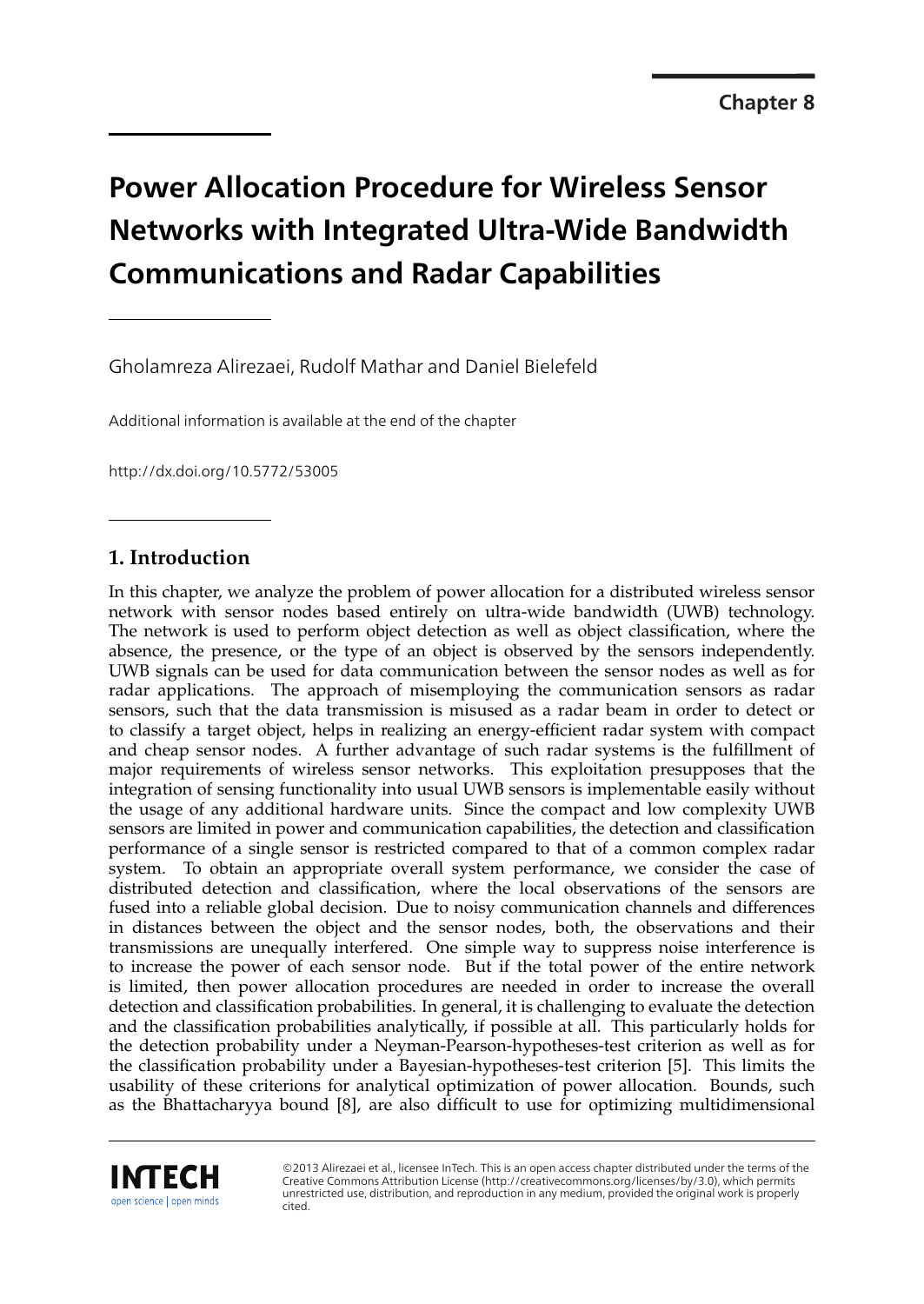Chapter 8

# Power Allocation Procedure for Wireless Sensor Networks with Integrated Ultra-Wide Bandwidth Communications and Radar Capabilities

Gholamreza Alirezaei, Rudolf Mathar and Daniel Bielefeld

Additional information is available at the end of the chapter

http://dx.doi.org/10.5772/53005

## 1. Introduction

In this chapter, we analyze the problem of power allocation for a distributed wireless sensor network with sensor nodes based entirely on ultra-wide bandwidth (UWB) technology. The network is used to perform object detection as well as object classification, where the absence, the presence, or the type of an object is observed by the sensors independently. UWB signals can be used for data communication between the sensor nodes as well as for radar applications. The approach of misemploying the communication sensors as radar sensors, such that the data transmission is misused as a radar beam in order to detect or to classify a target object, helps in realizing an energy-efficient radar system with compact and cheap sensor nodes. A further advantage of such radar systems is the fulfillment of major requirements of wireless sensor networks. This exploitation presupposes that the integration of sensing functionality into usual UWB sensors is implementable easily without the usage of any additional hardware units. Since the compact and low complexity UWB sensors are limited in power and communication capabilities, the detection and classification performance of a single sensor is restricted compared to that of a common complex radar system. To obtain an appropriate overall system performance, we consider the case of distributed detection and classification, where the local observations of the sensors are fused into a reliable global decision. Due to noisy communication channels and differences in distances between the object and the sensor nodes, both, the observations and their transmissions are unequally interfered. One simple way to suppress noise interference is to increase the power of each sensor node. But if the total power of the entire network is limited, then power allocation procedures are needed in order to increase the overall detection and classification probabilities. In general, it is challenging to evaluate the detection and the classification probabilities analytically, if possible at all. This particularly holds for the detection probability under a Neyman-Pearson-hypotheses-test criterion as well as for the classification probability under a Bayesian-hypotheses-test criterion [5]. This limits the usability of these criterions for analytical optimization of power allocation. Bounds, such as the Bhattacharyya bound [8], are also difficult to use for optimizing multidimensional

©2013 Alirezaei et al., licensee InTech. This is an open access chapter distributed under the terms of the Creative Commons Attribution License (http://creativecommons.org/licenses/by/3.0), which permits unrestricted use, distribution, and reproduction in any medium, provided the original work is properly cited.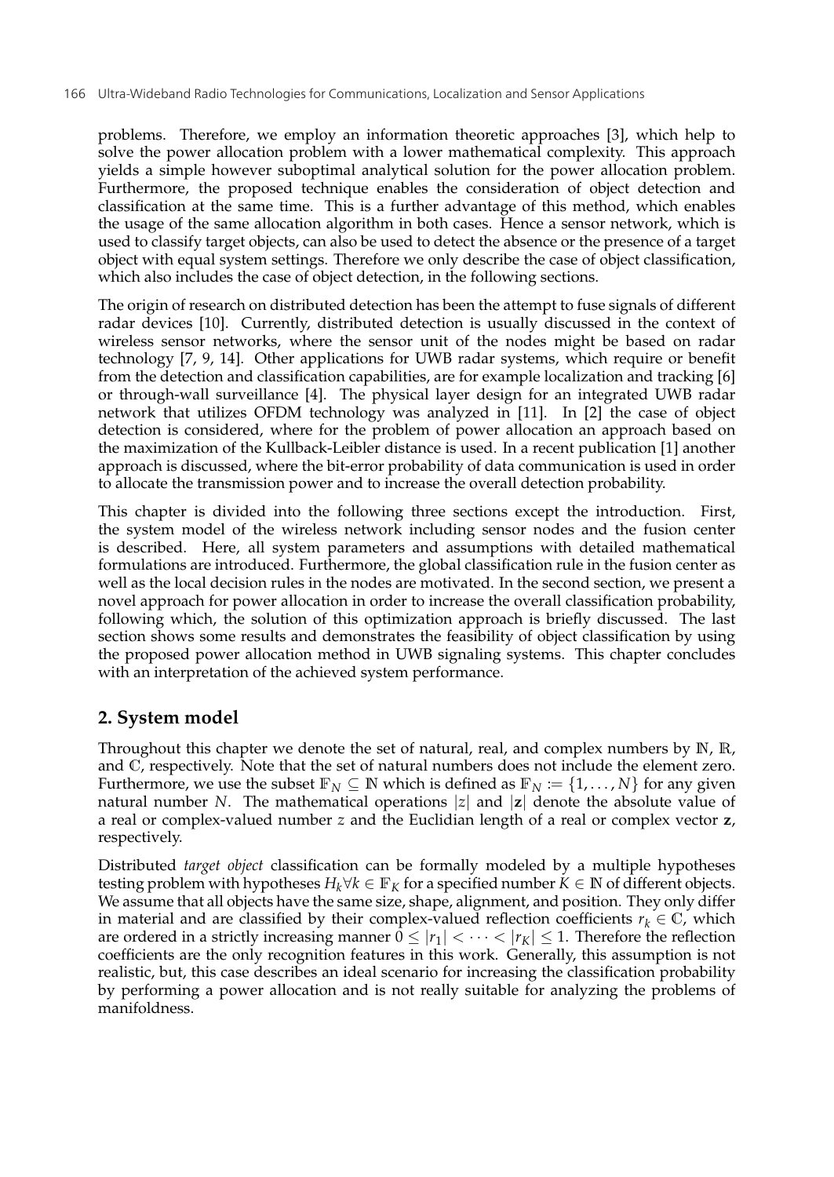problems. Therefore, we employ an information theoretic approaches [3], which help to solve the power allocation problem with a lower mathematical complexity. This approach yields a simple however suboptimal analytical solution for the power allocation problem. Furthermore, the proposed technique enables the consideration of object detection and classification at the same time. This is a further advantage of this method, which enables the usage of the same allocation algorithm in both cases. Hence a sensor network, which is used to classify target objects, can also be used to detect the absence or the presence of a target object with equal system settings. Therefore we only describe the case of object classification, which also includes the case of object detection, in the following sections.

The origin of research on distributed detection has been the attempt to fuse signals of different radar devices [10]. Currently, distributed detection is usually discussed in the context of wireless sensor networks, where the sensor unit of the nodes might be based on radar technology [7, 9, 14]. Other applications for UWB radar systems, which require or benefit from the detection and classification capabilities, are for example localization and tracking [6] or through-wall surveillance [4]. The physical layer design for an integrated UWB radar network that utilizes OFDM technology was analyzed in [11]. In [2] the case of object detection is considered, where for the problem of power allocation an approach based on the maximization of the Kullback-Leibler distance is used. In a recent publication [1] another approach is discussed, where the bit-error probability of data communication is used in order to allocate the transmission power and to increase the overall detection probability.

This chapter is divided into the following three sections except the introduction. First, the system model of the wireless network including sensor nodes and the fusion center is described. Here, all system parameters and assumptions with detailed mathematical formulations are introduced. Furthermore, the global classification rule in the fusion center as well as the local decision rules in the nodes are motivated. In the second section, we present a novel approach for power allocation in order to increase the overall classification probability, following which, the solution of this optimization approach is briefly discussed. The last section shows some results and demonstrates the feasibility of object classification by using the proposed power allocation method in UWB signaling systems. This chapter concludes with an interpretation of the achieved system performance.

## 2. System model

Throughout this chapter we denote the set of natural, real, and complex numbers by $\mathbb{N}$, $\mathbb{R}$, and $\mathbb{C}$, respectively. Note that the set of natural numbers does not include the element zero. Furthermore, we use the subset $\mathbb{F}_N \subseteq \mathbb{N}$ which is defined as $\mathbb{F}_N := \{1, \ldots, N\}$ for any given natural number $N$. The mathematical operations $|z|$ and $|\mathbf{z}|$ denote the absolute value of a real or complex-valued number $z$ and the Euclidian length of a real or complex vector $\mathbf{z}$, respectively.

Distributed *target object* classification can be formally modeled by a multiple hypotheses testing problem with hypotheses $H_k \forall k \in \mathbb{F}_K$ for a specified number $K \in \mathbb{N}$ of different objects. We assume that all objects have the same size, shape, alignment, and position. They only differ in material and are classified by their complex-valued reflection coefficients $r_k \in \mathbb{C}$, which are ordered in a strictly increasing manner $0 \leq |r_1| < \cdots < |r_K| \leq 1$. Therefore the reflection coefficients are the only recognition features in this work. Generally, this assumption is not realistic, but, this case describes an ideal scenario for increasing the classification probability by performing a power allocation and is not really suitable for analyzing the problems of manifoldness.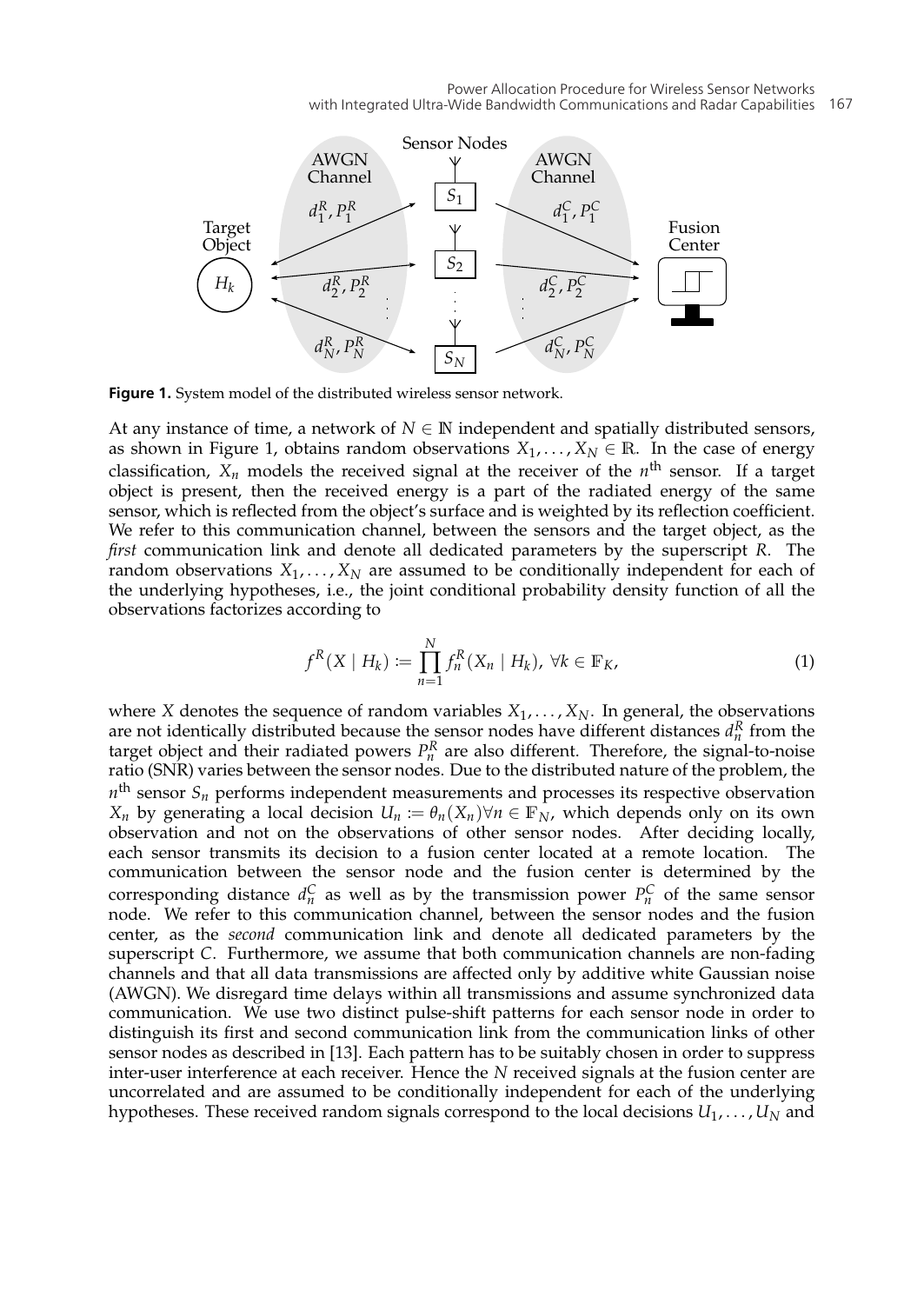**Figure 1.** System model of the distributed wireless sensor network.

At any instance of time, a network of $N \in \mathbb{N}$ independent and spatially distributed sensors, as shown in Figure 1, obtains random observations $X_1, \ldots, X_N \in \mathbb{R}$. In the case of energy classification, $X_n$ models the received signal at the receiver of the $n^{\text{th}}$ sensor. If a target object is present, then the received energy is a part of the radiated energy of the same sensor, which is reflected from the object's surface and is weighted by its reflection coefficient. We refer to this communication channel, between the sensors and the target object, as the *first* communication link and denote all dedicated parameters by the superscript $R$. The random observations $X_1, \ldots, X_N$ are assumed to be conditionally independent for each of the underlying hypotheses, i.e., the joint conditional probability density function of all the observations factorizes according to

$$f^R(X \mid H_k) := \prod_{n=1}^{N} f_n^R(X_n \mid H_k),\ \forall k \in \mathbb{F}_K, \tag{1}$$

where $X$ denotes the sequence of random variables $X_1, \ldots, X_N$. In general, the observations are not identically distributed because the sensor nodes have different distances $d_n^R$ from the target object and their radiated powers $P_n^R$ are also different. Therefore, the signal-to-noise ratio (SNR) varies between the sensor nodes. Due to the distributed nature of the problem, the $n^{\text{th}}$ sensor $S_n$ performs independent measurements and processes its respective observation $X_n$ by generating a local decision $U_n := \theta_n(X_n) \forall n \in \mathbb{F}_N$, which depends only on its own observation and not on the observations of other sensor nodes. After deciding locally, each sensor transmits its decision to a fusion center located at a remote location. The communication between the sensor node and the fusion center is determined by the corresponding distance $d_n^C$ as well as by the transmission power $P_n^C$ of the same sensor node. We refer to this communication channel, between the sensor nodes and the fusion center, as the *second* communication link and denote all dedicated parameters by the superscript $C$. Furthermore, we assume that both communication channels are non-fading channels and that all data transmissions are affected only by additive white Gaussian noise (AWGN). We disregard time delays within all transmissions and assume synchronized data communication. We use two distinct pulse-shift patterns for each sensor node in order to distinguish its first and second communication link from the communication links of other sensor nodes as described in [13]. Each pattern has to be suitably chosen in order to suppress inter-user interference at each receiver. Hence the $N$ received signals at the fusion center are uncorrelated and are assumed to be conditionally independent for each of the underlying hypotheses. These received random signals correspond to the local decisions $U_1, \ldots, U_N$ and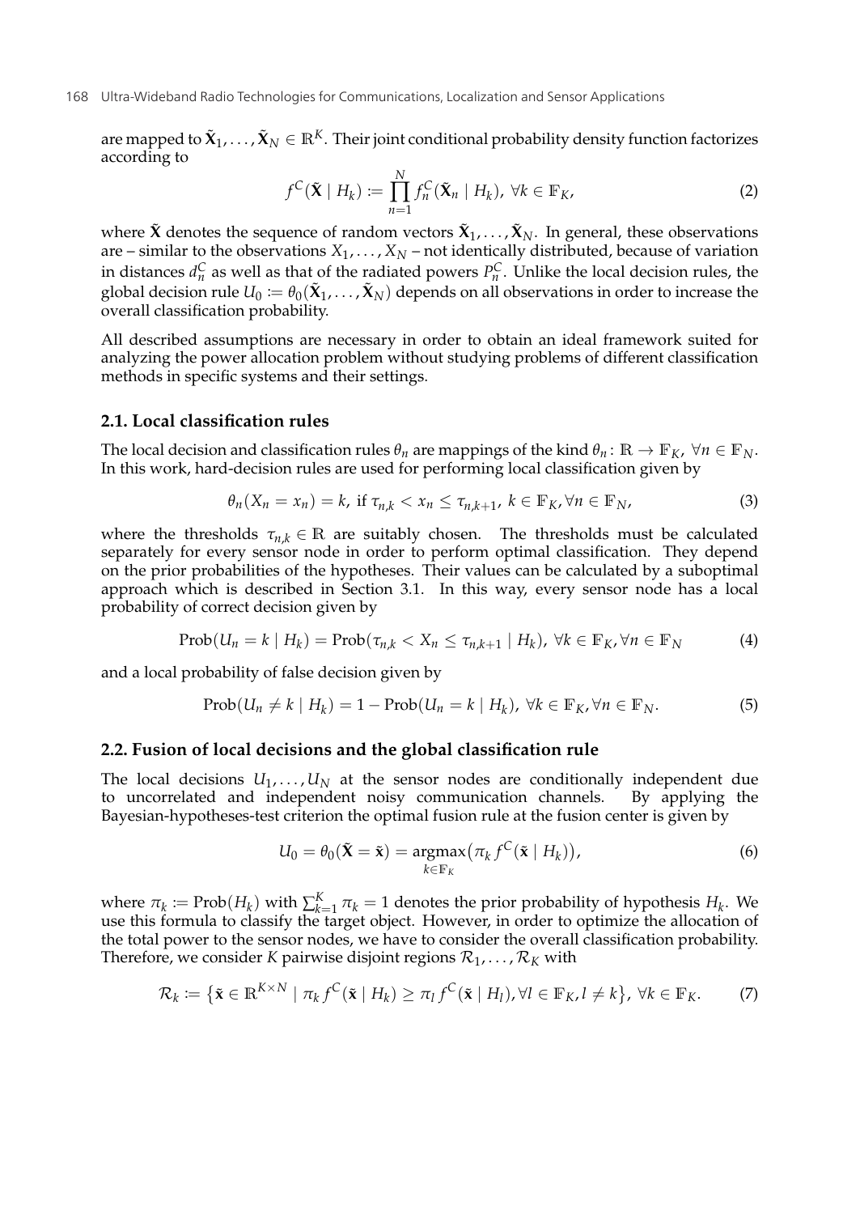are mapped to $\tilde{\mathbf{X}}_1, \dots, \tilde{\mathbf{X}}_N \in \mathbb{R}^K$. Their joint conditional probability density function factorizes according to

$$f^C(\tilde{\mathbf{X}} \mid H_k) := \prod_{n=1}^{N} f_n^C(\tilde{\mathbf{X}}_n \mid H_k), \; \forall k \in \mathbb{F}_K, \tag{2}$$

where $\tilde{\mathbf{X}}$ denotes the sequence of random vectors $\tilde{\mathbf{X}}_1, \dots, \tilde{\mathbf{X}}_N$. In general, these observations are – similar to the observations $X_1, \dots, X_N$ – not identically distributed, because of variation in distances $d_n^C$ as well as that of the radiated powers $P_n^C$. Unlike the local decision rules, the global decision rule $U_0 := \theta_0(\tilde{\mathbf{X}}_1, \dots, \tilde{\mathbf{X}}_N)$ depends on all observations in order to increase the overall classification probability.

All described assumptions are necessary in order to obtain an ideal framework suited for analyzing the power allocation problem without studying problems of different classification methods in specific systems and their settings.

### 2.1. Local classification rules

The local decision and classification rules $\theta_n$ are mappings of the kind $\theta_n \colon \mathbb{R} \to \mathbb{F}_K$, $\forall n \in \mathbb{F}_N$. In this work, hard-decision rules are used for performing local classification given by

$$\theta_n(X_n = x_n) = k, \text{ if } \tau_{n,k} < x_n \leq \tau_{n,k+1}, \; k \in \mathbb{F}_K, \forall n \in \mathbb{F}_N, \tag{3}$$

where the thresholds $\tau_{n,k} \in \mathbb{R}$ are suitably chosen. The thresholds must be calculated separately for every sensor node in order to perform optimal classification. They depend on the prior probabilities of the hypotheses. Their values can be calculated by a suboptimal approach which is described in Section 3.1. In this way, every sensor node has a local probability of correct decision given by

$$\mathrm{Prob}(U_n = k \mid H_k) = \mathrm{Prob}(\tau_{n,k} < X_n \leq \tau_{n,k+1} \mid H_k), \; \forall k \in \mathbb{F}_K, \forall n \in \mathbb{F}_N \tag{4}$$

and a local probability of false decision given by

$$\mathrm{Prob}(U_n \neq k \mid H_k) = 1 - \mathrm{Prob}(U_n = k \mid H_k), \; \forall k \in \mathbb{F}_K, \forall n \in \mathbb{F}_N. \tag{5}$$

### 2.2. Fusion of local decisions and the global classification rule

The local decisions $U_1, \dots, U_N$ at the sensor nodes are conditionally independent due to uncorrelated and independent noisy communication channels. By applying the Bayesian-hypotheses-test criterion the optimal fusion rule at the fusion center is given by

$$U_0 = \theta_0(\tilde{\mathbf{X}} = \tilde{\mathbf{x}}) = \underset{k \in \mathbb{F}_K}{\mathrm{argmax}} \big( \pi_k \, f^C(\tilde{\mathbf{x}} \mid H_k) \big), \tag{6}$$

where $\pi_k := \mathrm{Prob}(H_k)$ with $\sum_{k=1}^{K} \pi_k = 1$ denotes the prior probability of hypothesis $H_k$. We use this formula to classify the target object. However, in order to optimize the allocation of the total power to the sensor nodes, we have to consider the overall classification probability. Therefore, we consider $K$ pairwise disjoint regions $\mathcal{R}_1, \dots, \mathcal{R}_K$ with

$$\mathcal{R}_k := \big\{ \tilde{\mathbf{x}} \in \mathbb{R}^{K \times N} \mid \pi_k \, f^C(\tilde{\mathbf{x}} \mid H_k) \geq \pi_l \, f^C(\tilde{\mathbf{x}} \mid H_l), \forall l \in \mathbb{F}_K, l \neq k \big\}, \; \forall k \in \mathbb{F}_K. \tag{7}$$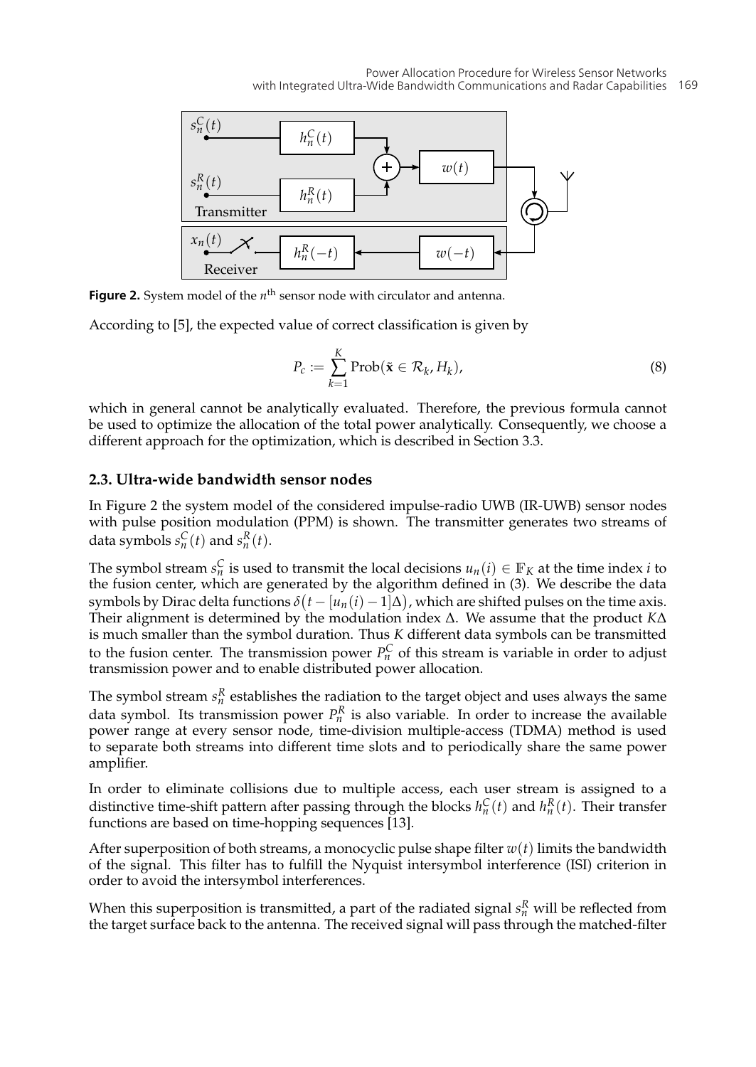**Figure 2.** System model of the $n^{\text{th}}$ sensor node with circulator and antenna.

According to [5], the expected value of correct classification is given by

$$P_c := \sum_{k=1}^{K} \text{Prob}(\tilde{\mathbf{x}} \in \mathcal{R}_k, H_k), \tag{8}$$

which in general cannot be analytically evaluated. Therefore, the previous formula cannot be used to optimize the allocation of the total power analytically. Consequently, we choose a different approach for the optimization, which is described in Section 3.3.

## 2.3. Ultra-wide bandwidth sensor nodes

In Figure 2 the system model of the considered impulse-radio UWB (IR-UWB) sensor nodes with pulse position modulation (PPM) is shown. The transmitter generates two streams of data symbols $s_n^C(t)$ and $s_n^R(t)$.

The symbol stream $s_n^C$ is used to transmit the local decisions $u_n(i) \in \mathbb{F}_K$ at the time index $i$ to the fusion center, which are generated by the algorithm defined in (3). We describe the data symbols by Dirac delta functions $\delta\big(t - [u_n(i) - 1]\Delta\big)$, which are shifted pulses on the time axis. Their alignment is determined by the modulation index $\Delta$. We assume that the product $K\Delta$ is much smaller than the symbol duration. Thus $K$ different data symbols can be transmitted to the fusion center. The transmission power $P_n^C$ of this stream is variable in order to adjust transmission power and to enable distributed power allocation.

The symbol stream $s_n^R$ establishes the radiation to the target object and uses always the same data symbol. Its transmission power $P_n^R$ is also variable. In order to increase the available power range at every sensor node, time-division multiple-access (TDMA) method is used to separate both streams into different time slots and to periodically share the same power amplifier.

In order to eliminate collisions due to multiple access, each user stream is assigned to a distinctive time-shift pattern after passing through the blocks $h_n^C(t)$ and $h_n^R(t)$. Their transfer functions are based on time-hopping sequences [13].

After superposition of both streams, a monocyclic pulse shape filter $w(t)$ limits the bandwidth of the signal. This filter has to fulfill the Nyquist intersymbol interference (ISI) criterion in order to avoid the intersymbol interferences.

When this superposition is transmitted, a part of the radiated signal $s_n^R$ will be reflected from the target surface back to the antenna. The received signal will pass through the matched-filter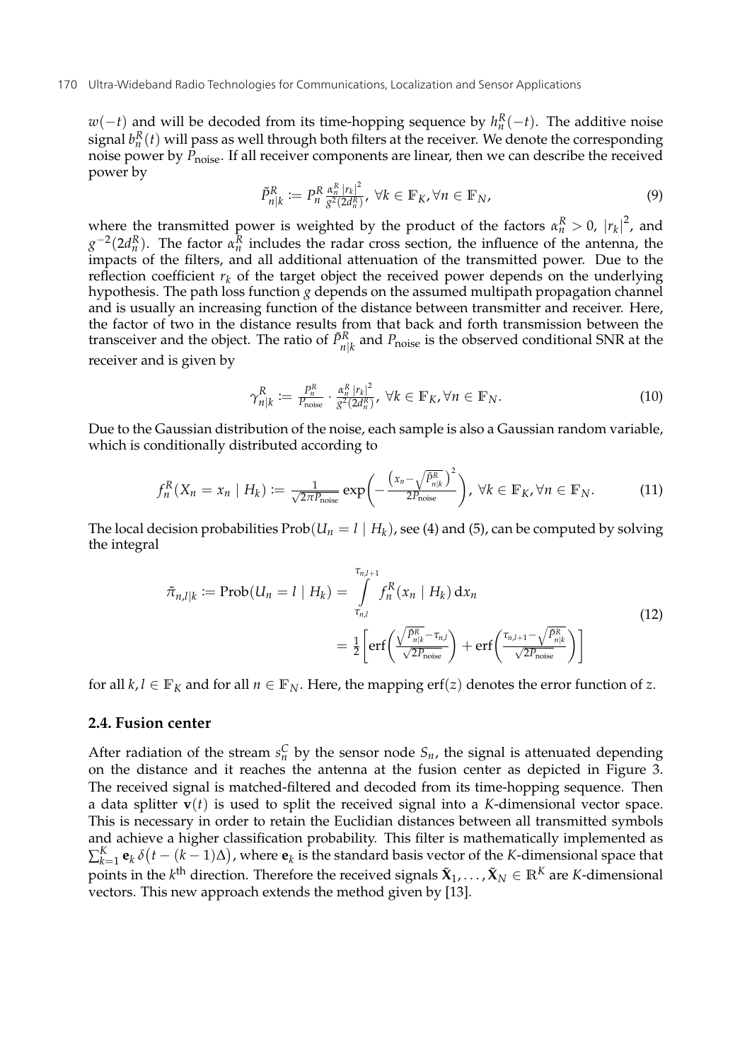$w(-t)$ and will be decoded from its time-hopping sequence by $h_n^R(-t)$. The additive noise signal $b_n^R(t)$ will pass as well through both filters at the receiver. We denote the corresponding noise power by $P_{\text{noise}}$. If all receiver components are linear, then we can describe the received power by

$$\tilde{P}_{n|k}^R := P_n^R \frac{\alpha_n^R \, |r_k|^2}{g^2(2d_n^R)}, \; \forall k \in \mathbb{F}_K, \forall n \in \mathbb{F}_N, \tag{9}$$

where the transmitted power is weighted by the product of the factors $\alpha_n^R > 0$, $|r_k|^2$, and $g^{-2}(2d_n^R)$. The factor $\alpha_n^R$ includes the radar cross section, the influence of the antenna, the impacts of the filters, and all additional attenuation of the transmitted power. Due to the reflection coefficient $r_k$ of the target object the received power depends on the underlying hypothesis. The path loss function $g$ depends on the assumed multipath propagation channel and is usually an increasing function of the distance between transmitter and receiver. Here, the factor of two in the distance results from that back and forth transmission between the transceiver and the object. The ratio of $\tilde{P}_{n|k}^R$ and $P_{\text{noise}}$ is the observed conditional SNR at the receiver and is given by

$$\gamma_{n|k}^R := \frac{P_n^R}{P_{\text{noise}}} \cdot \frac{\alpha_n^R \, |r_k|^2}{g^2(2d_n^R)}, \; \forall k \in \mathbb{F}_K, \forall n \in \mathbb{F}_N. \tag{10}$$

Due to the Gaussian distribution of the noise, each sample is also a Gaussian random variable, which is conditionally distributed according to

$$f_n^R(X_n = x_n \mid H_k) := \frac{1}{\sqrt{2\pi P_{\text{noise}}}} \exp\left( - \frac{\left( x_n - \sqrt{\tilde{P}_{n|k}^R} \right)^2}{2P_{\text{noise}}} \right), \; \forall k \in \mathbb{F}_K, \forall n \in \mathbb{F}_N. \tag{11}$$

The local decision probabilities $\text{Prob}(U_n = l \mid H_k)$, see (4) and (5), can be computed by solving the integral

$$\begin{aligned} \tilde{\pi}_{n,l|k} := \text{Prob}(U_n = l \mid H_k) &= \int_{\tau_{n,l}}^{\tau_{n,l+1}} f_n^R(x_n \mid H_k) \, \mathrm{d}x_n \\ &= \frac{1}{2} \left[ \text{erf}\left( \frac{\sqrt{\tilde{P}_{n|k}^R} - \tau_{n,l}}{\sqrt{2P_{\text{noise}}}} \right) + \text{erf}\left( \frac{\tau_{n,l+1} - \sqrt{\tilde{P}_{n|k}^R}}{\sqrt{2P_{\text{noise}}}} \right) \right] \end{aligned} \tag{12}$$

for all $k, l \in \mathbb{F}_K$ and for all $n \in \mathbb{F}_N$. Here, the mapping $\text{erf}(z)$ denotes the error function of $z$.

### 2.4. Fusion center

After radiation of the stream $s_n^C$ by the sensor node $S_n$, the signal is attenuated depending on the distance and it reaches the antenna at the fusion center as depicted in Figure 3. The received signal is matched-filtered and decoded from its time-hopping sequence. Then a data splitter $\mathbf{v}(t)$ is used to split the received signal into a $K$-dimensional vector space. This is necessary in order to retain the Euclidian distances between all transmitted symbols and achieve a higher classification probability. This filter is mathematically implemented as $\sum_{k=1}^{K} \mathbf{e}_k \, \delta\big(t - (k-1)\Delta\big)$, where $\mathbf{e}_k$ is the standard basis vector of the $K$-dimensional space that points in the $k^{\text{th}}$ direction. Therefore the received signals $\tilde{\mathbf{X}}_1, \ldots, \tilde{\mathbf{X}}_N \in \mathbb{R}^K$ are $K$-dimensional vectors. This new approach extends the method given by [13].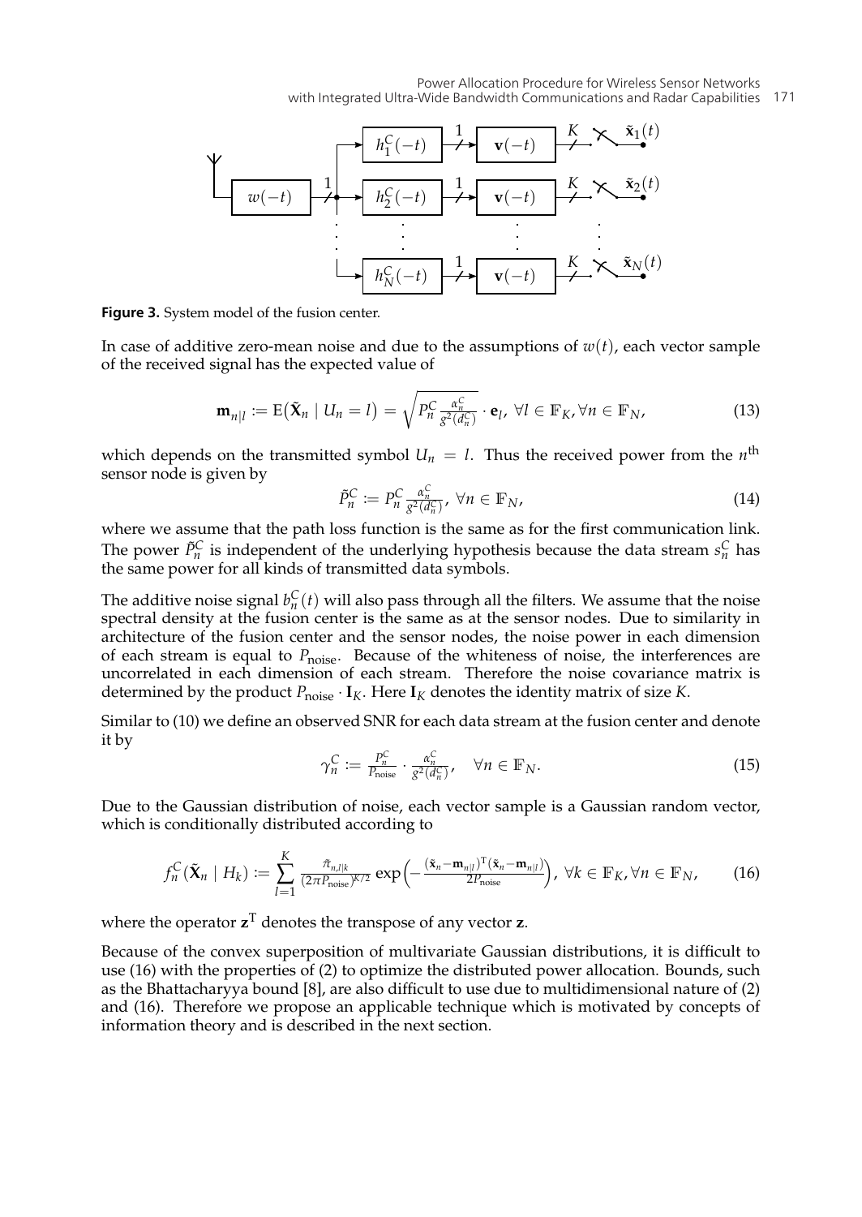**Figure 3.** System model of the fusion center.

In case of additive zero-mean noise and due to the assumptions of $w(t)$, each vector sample of the received signal has the expected value of

$$\mathbf{m}_{n|l} := \mathrm{E}\big(\tilde{\mathbf{X}}_n \mid U_n = l\big) = \sqrt{P_n^C \frac{\alpha_n^C}{g^2(d_n^C)}} \cdot \mathbf{e}_l,\ \forall l \in \mathbb{F}_K, \forall n \in \mathbb{F}_N, \tag{13}$$

which depends on the transmitted symbol $U_n = l$. Thus the received power from the $n^{\text{th}}$ sensor node is given by

$$\tilde{P}_n^C := P_n^C \frac{\alpha_n^C}{g^2(d_n^C)},\ \forall n \in \mathbb{F}_N, \tag{14}$$

where we assume that the path loss function is the same as for the first communication link. The power $\tilde{P}_n^C$ is independent of the underlying hypothesis because the data stream $s_n^C$ has the same power for all kinds of transmitted data symbols.

The additive noise signal $b_n^C(t)$ will also pass through all the filters. We assume that the noise spectral density at the fusion center is the same as at the sensor nodes. Due to similarity in architecture of the fusion center and the sensor nodes, the noise power in each dimension of each stream is equal to $P_{\text{noise}}$. Because of the whiteness of noise, the interferences are uncorrelated in each dimension of each stream. Therefore the noise covariance matrix is determined by the product $P_{\text{noise}} \cdot \mathbf{I}_K$. Here $\mathbf{I}_K$ denotes the identity matrix of size $K$.

Similar to (10) we define an observed SNR for each data stream at the fusion center and denote it by

$$\gamma_n^C := \frac{P_n^C}{P_{\text{noise}}} \cdot \frac{\alpha_n^C}{g^2(d_n^C)}, \quad \forall n \in \mathbb{F}_N. \tag{15}$$

Due to the Gaussian distribution of noise, each vector sample is a Gaussian random vector, which is conditionally distributed according to

$$f_n^C(\tilde{\mathbf{X}}_n \mid H_k) := \sum_{l=1}^{K} \frac{\tilde{\pi}_{n,l|k}}{(2\pi P_{\text{noise}})^{K/2}} \exp\Big(-\frac{(\tilde{\mathbf{x}}_n - \mathbf{m}_{n|l})^{\mathrm{T}}(\tilde{\mathbf{x}}_n - \mathbf{m}_{n|l})}{2P_{\text{noise}}}\Big),\ \forall k \in \mathbb{F}_K, \forall n \in \mathbb{F}_N, \tag{16}$$

where the operator $\mathbf{z}^{\mathrm{T}}$ denotes the transpose of any vector $\mathbf{z}$.

Because of the convex superposition of multivariate Gaussian distributions, it is difficult to use (16) with the properties of (2) to optimize the distributed power allocation. Bounds, such as the Bhattacharyya bound [8], are also difficult to use due to multidimensional nature of (2) and (16). Therefore we propose an applicable technique which is motivated by concepts of information theory and is described in the next section.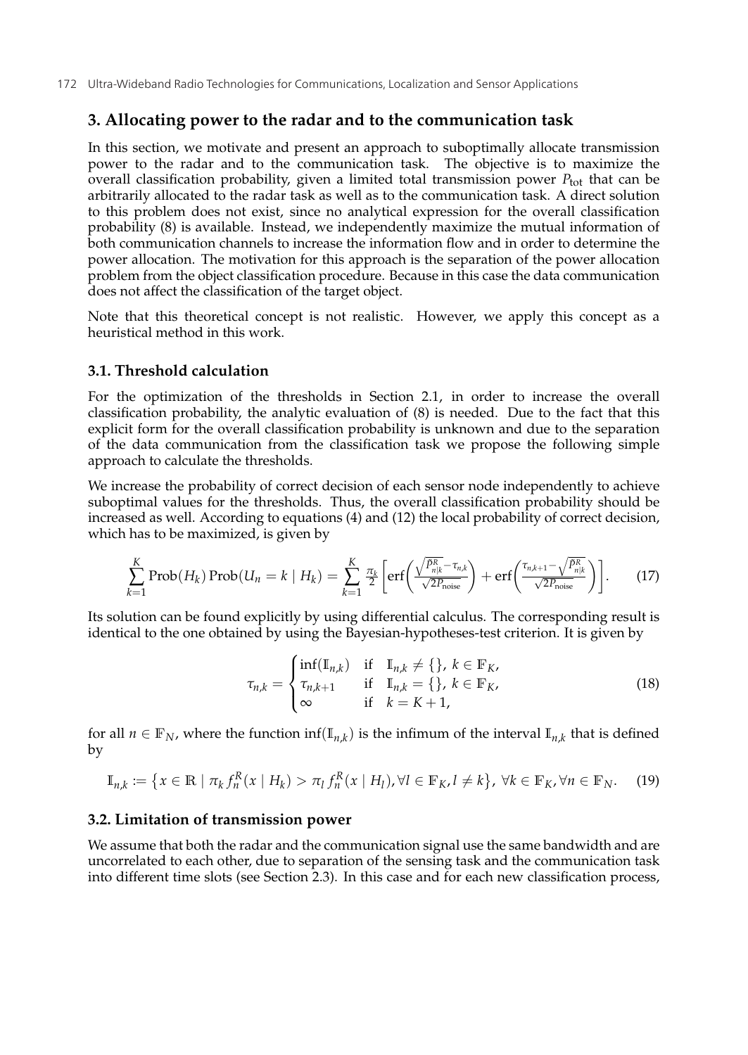## 3. Allocating power to the radar and to the communication task

In this section, we motivate and present an approach to suboptimally allocate transmission power to the radar and to the communication task. The objective is to maximize the overall classification probability, given a limited total transmission power $P_{\text{tot}}$ that can be arbitrarily allocated to the radar task as well as to the communication task. A direct solution to this problem does not exist, since no analytical expression for the overall classification probability (8) is available. Instead, we independently maximize the mutual information of both communication channels to increase the information flow and in order to determine the power allocation. The motivation for this approach is the separation of the power allocation problem from the object classification procedure. Because in this case the data communication does not affect the classification of the target object.

Note that this theoretical concept is not realistic. However, we apply this concept as a heuristical method in this work.

### 3.1. Threshold calculation

For the optimization of the thresholds in Section 2.1, in order to increase the overall classification probability, the analytic evaluation of (8) is needed. Due to the fact that this explicit form for the overall classification probability is unknown and due to the separation of the data communication from the classification task we propose the following simple approach to calculate the thresholds.

We increase the probability of correct decision of each sensor node independently to achieve suboptimal values for the thresholds. Thus, the overall classification probability should be increased as well. According to equations (4) and (12) the local probability of correct decision, which has to be maximized, is given by

$$\sum_{k=1}^{K} \operatorname{Prob}(H_k) \operatorname{Prob}(U_n = k \mid H_k) = \sum_{k=1}^{K} \frac{\pi_k}{2} \left[ \operatorname{erf}\!\left( \frac{\sqrt{\bar{P}^R_{n|k}} - \tau_{n,k}}{\sqrt{2P_{\text{noise}}}} \right) + \operatorname{erf}\!\left( \frac{\tau_{n,k+1} - \sqrt{\bar{P}^R_{n|k}}}{\sqrt{2P_{\text{noise}}}} \right) \right]. \tag{17}$$

Its solution can be found explicitly by using differential calculus. The corresponding result is identical to the one obtained by using the Bayesian-hypotheses-test criterion. It is given by

$$\tau_{n,k} = \begin{cases} \inf(\mathbb{I}_{n,k}) & \text{if} \quad \mathbb{I}_{n,k} \neq \{\},\ k \in \mathbb{F}_K, \\ \tau_{n,k+1} & \text{if} \quad \mathbb{I}_{n,k} = \{\},\ k \in \mathbb{F}_K, \\ \infty & \text{if} \quad k = K+1, \end{cases} \tag{18}$$

for all $n \in \mathbb{F}_N$, where the function $\inf(\mathbb{I}_{n,k})$ is the infimum of the interval $\mathbb{I}_{n,k}$ that is defined by

$$\mathbb{I}_{n,k} := \left\{ x \in \mathbb{R} \mid \pi_k f^R_n(x \mid H_k) > \pi_l f^R_n(x \mid H_l), \forall l \in \mathbb{F}_K, l \neq k \right\},\ \forall k \in \mathbb{F}_K, \forall n \in \mathbb{F}_N. \tag{19}$$

### 3.2. Limitation of transmission power

We assume that both the radar and the communication signal use the same bandwidth and are uncorrelated to each other, due to separation of the sensing task and the communication task into different time slots (see Section 2.3). In this case and for each new classification process,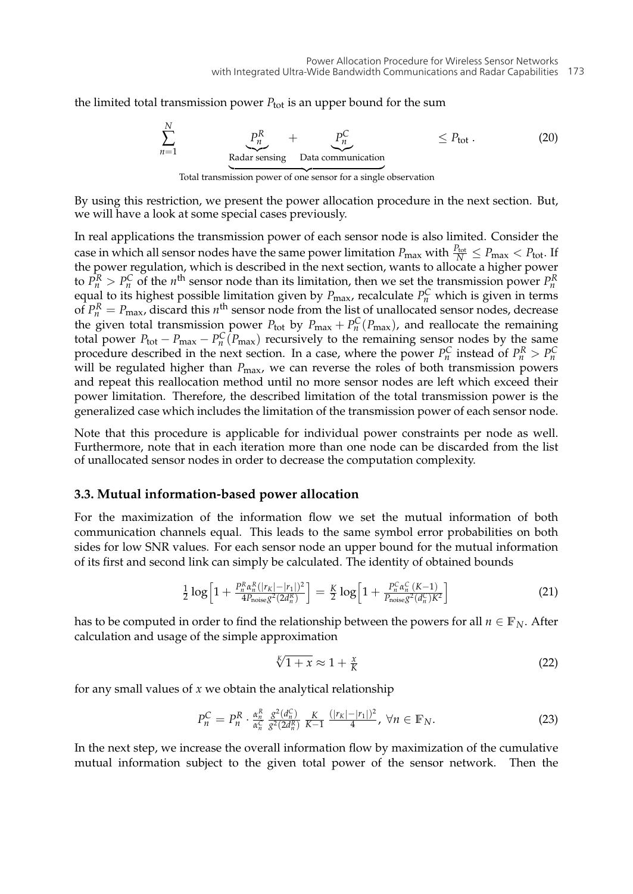the limited total transmission power $P_{\text{tot}}$ is an upper bound for the sum

$$\sum_{n=1}^{N} \underbrace{\underbrace{P_n^R}_{\text{Radar sensing}} + \underbrace{P_n^C}_{\text{Data communication}}}_{\text{Total transmission power of one sensor for a single observation}} \leq P_{\text{tot}} \,. \tag{20}$$

By using this restriction, we present the power allocation procedure in the next section. But, we will have a look at some special cases previously.

In real applications the transmission power of each sensor node is also limited. Consider the case in which all sensor nodes have the same power limitation $P_{\max}$ with $\frac{P_{\text{tot}}}{N} \leq P_{\max} < P_{\text{tot}}$. If the power regulation, which is described in the next section, wants to allocate a higher power to $P_n^R > P_n^C$ of the $n^{\text{th}}$ sensor node than its limitation, then we set the transmission power $P_n^R$ equal to its highest possible limitation given by $P_{\max}$, recalculate $P_n^C$ which is given in terms of $P_n^R = P_{\max}$, discard this $n^{\text{th}}$ sensor node from the list of unallocated sensor nodes, decrease the given total transmission power $P_{\text{tot}}$ by $P_{\max} + P_n^C(P_{\max})$, and reallocate the remaining total power $P_{\text{tot}} - P_{\max} - P_n^C(P_{\max})$ recursively to the remaining sensor nodes by the same procedure described in the next section. In a case, where the power $P_n^C$ instead of $P_n^R > P_n^C$ will be regulated higher than $P_{\max}$, we can reverse the roles of both transmission powers and repeat this reallocation method until no more sensor nodes are left which exceed their power limitation. Therefore, the described limitation of the total transmission power is the generalized case which includes the limitation of the transmission power of each sensor node.

Note that this procedure is applicable for individual power constraints per node as well. Furthermore, note that in each iteration more than one node can be discarded from the list of unallocated sensor nodes in order to decrease the computation complexity.

### 3.3. Mutual information-based power allocation

For the maximization of the information flow we set the mutual information of both communication channels equal. This leads to the same symbol error probabilities on both sides for low SNR values. For each sensor node an upper bound for the mutual information of its first and second link can simply be calculated. The identity of obtained bounds

$$\tfrac{1}{2} \log\Big[1 + \tfrac{P_n^R \alpha_n^R (|r_K| - |r_1|)^2}{4 P_{\text{noise}} g^2(2d_n^R)}\Big] = \tfrac{K}{2} \log\Big[1 + \tfrac{P_n^C \alpha_n^C \,(K-1)}{P_{\text{noise}} g^2(d_n^C) K^2}\Big] \tag{21}$$

has to be computed in order to find the relationship between the powers for all $n \in \mathbb{F}_N$. After calculation and usage of the simple approximation

$$\sqrt[K]{1+x} \approx 1 + \tfrac{x}{K} \tag{22}$$

for any small values of $x$ we obtain the analytical relationship

$$P_n^C = P_n^R \cdot \tfrac{\alpha_n^R}{\alpha_n^C} \; \tfrac{g^2(d_n^C)}{g^2(2d_n^R)} \; \tfrac{K}{K-1} \; \tfrac{(|r_K| - |r_1|)^2}{4}, \; \forall n \in \mathbb{F}_N. \tag{23}$$

In the next step, we increase the overall information flow by maximization of the cumulative mutual information subject to the given total power of the sensor network. Then the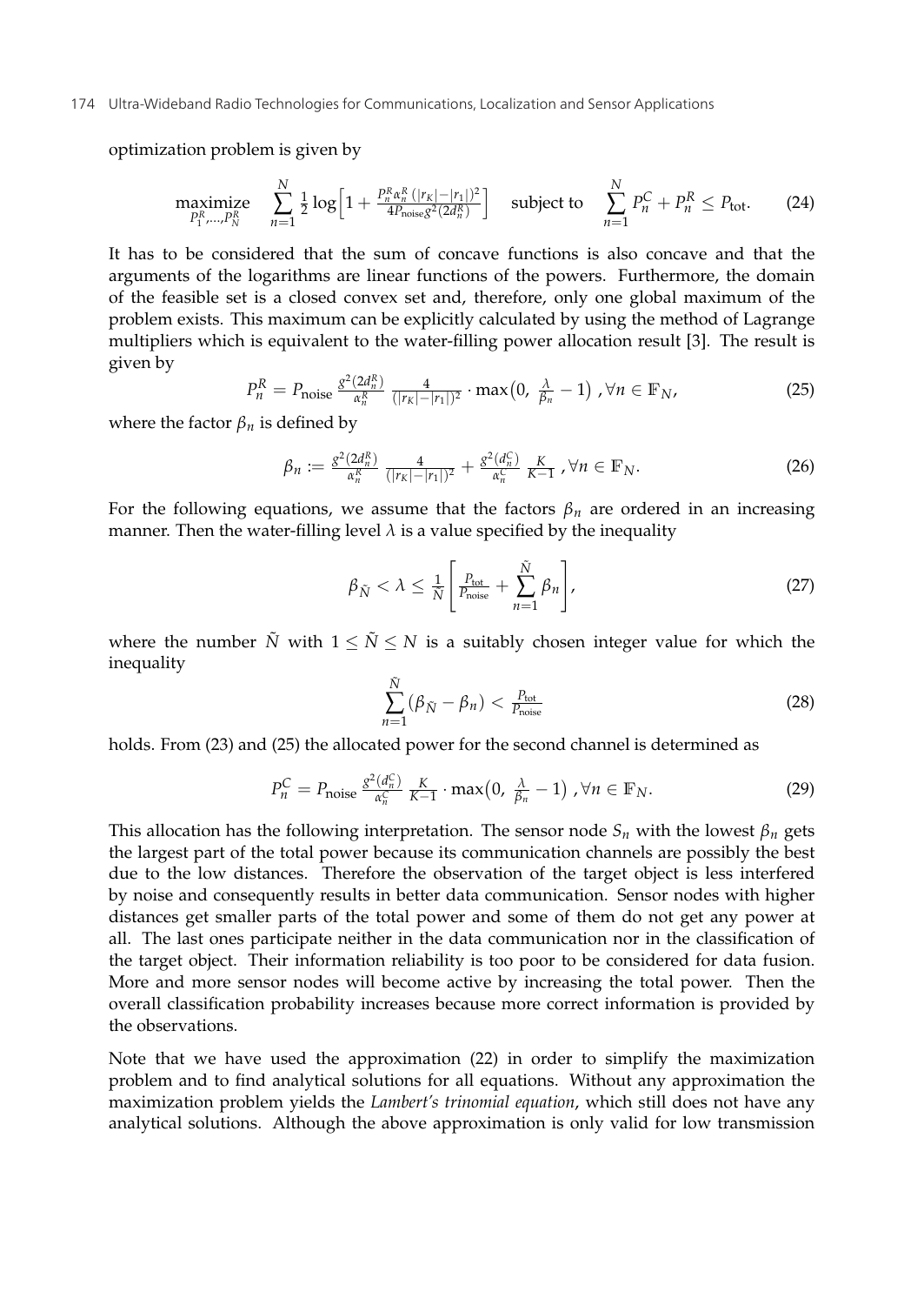optimization problem is given by

$$\underset{P_1^R,\ldots,P_N^R}{\text{maximize}} \quad \sum_{n=1}^{N} \tfrac{1}{2}\log\Big[1+\tfrac{P_n^R \alpha_n^R\,(|r_K|-|r_1|)^2}{4P_{\text{noise}}g^2(2d_n^R)}\Big] \quad \text{subject to} \quad \sum_{n=1}^{N} P_n^C + P_n^R \leq P_{\text{tot}}. \tag{24}$$

It has to be considered that the sum of concave functions is also concave and that the arguments of the logarithms are linear functions of the powers. Furthermore, the domain of the feasible set is a closed convex set and, therefore, only one global maximum of the problem exists. This maximum can be explicitly calculated by using the method of Lagrange multipliers which is equivalent to the water-filling power allocation result [3]. The result is given by

$$P_n^R = P_{\text{noise}}\,\tfrac{g^2(2d_n^R)}{\alpha_n^R}\,\tfrac{4}{(|r_K|-|r_1|)^2}\cdot\max\big(0,\ \tfrac{\lambda}{\beta_n}-1\big)\ ,\forall n\in\mathbb{F}_N, \tag{25}$$

where the factor $\beta_n$ is defined by

$$\beta_n := \tfrac{g^2(2d_n^R)}{\alpha_n^R}\,\tfrac{4}{(|r_K|-|r_1|)^2} + \tfrac{g^2(d_n^C)}{\alpha_n^C}\,\tfrac{K}{K-1}\ ,\forall n\in\mathbb{F}_N. \tag{26}$$

For the following equations, we assume that the factors $\beta_n$ are ordered in an increasing manner. Then the water-filling level $\lambda$ is a value specified by the inequality

$$\beta_{\tilde{N}} < \lambda \leq \tfrac{1}{N}\left[\tfrac{P_{\text{tot}}}{P_{\text{noise}}} + \sum_{n=1}^{\tilde{N}}\beta_n\right], \tag{27}$$

where the number $\tilde{N}$ with $1\leq\tilde{N}\leq N$ is a suitably chosen integer value for which the inequality

$$\sum_{n=1}^{\tilde{N}}(\beta_{\tilde{N}}-\beta_n) < \tfrac{P_{\text{tot}}}{P_{\text{noise}}} \tag{28}$$

holds. From (23) and (25) the allocated power for the second channel is determined as

$$P_n^C = P_{\text{noise}}\,\tfrac{g^2(d_n^C)}{\alpha_n^C}\,\tfrac{K}{K-1}\cdot\max\big(0,\ \tfrac{\lambda}{\beta_n}-1\big)\ ,\forall n\in\mathbb{F}_N. \tag{29}$$

This allocation has the following interpretation. The sensor node $S_n$ with the lowest $\beta_n$ gets the largest part of the total power because its communication channels are possibly the best due to the low distances. Therefore the observation of the target object is less interfered by noise and consequently results in better data communication. Sensor nodes with higher distances get smaller parts of the total power and some of them do not get any power at all. The last ones participate neither in the data communication nor in the classification of the target object. Their information reliability is too poor to be considered for data fusion. More and more sensor nodes will become active by increasing the total power. Then the overall classification probability increases because more correct information is provided by the observations.

Note that we have used the approximation (22) in order to simplify the maximization problem and to find analytical solutions for all equations. Without any approximation the maximization problem yields the *Lambert's trinomial equation*, which still does not have any analytical solutions. Although the above approximation is only valid for low transmission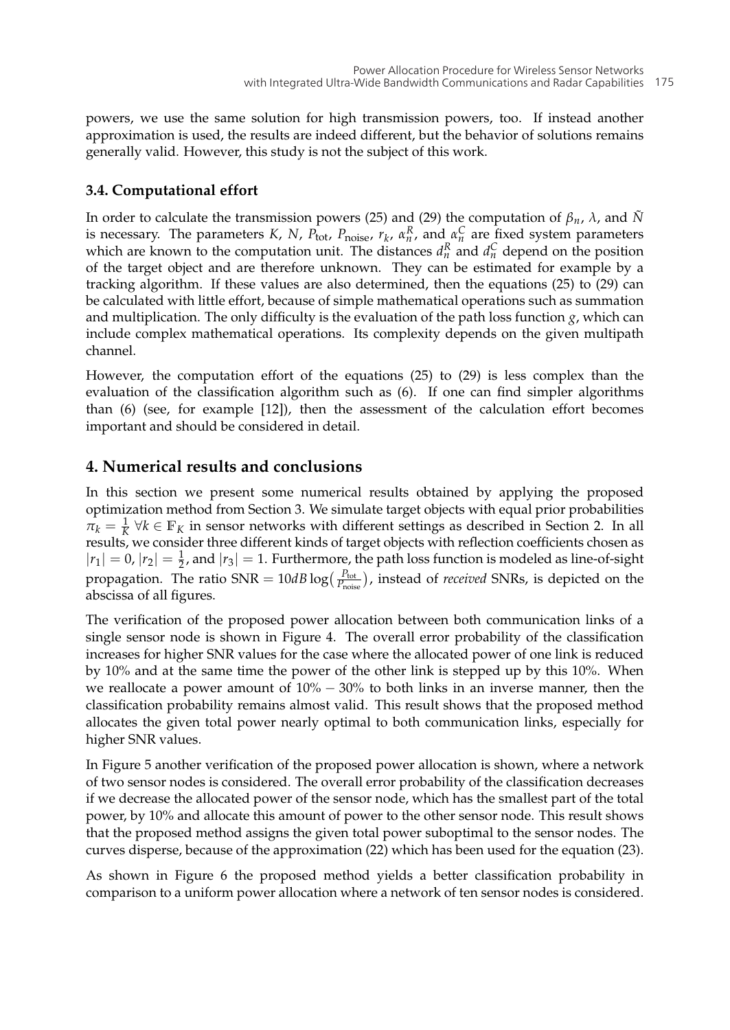powers, we use the same solution for high transmission powers, too. If instead another approximation is used, the results are indeed different, but the behavior of solutions remains generally valid. However, this study is not the subject of this work.

### 3.4. Computational effort

In order to calculate the transmission powers (25) and (29) the computation of $\beta_n$, $\lambda$, and $\tilde{N}$ is necessary. The parameters $K$, $N$, $P_{\text{tot}}$, $P_{\text{noise}}$, $r_k$, $\alpha_n^R$, and $\alpha_n^C$ are fixed system parameters which are known to the computation unit. The distances $d_n^R$ and $d_n^C$ depend on the position of the target object and are therefore unknown. They can be estimated for example by a tracking algorithm. If these values are also determined, then the equations (25) to (29) can be calculated with little effort, because of simple mathematical operations such as summation and multiplication. The only difficulty is the evaluation of the path loss function $g$, which can include complex mathematical operations. Its complexity depends on the given multipath channel.

However, the computation effort of the equations (25) to (29) is less complex than the evaluation of the classification algorithm such as (6). If one can find simpler algorithms than (6) (see, for example [12]), then the assessment of the calculation effort becomes important and should be considered in detail.

## 4. Numerical results and conclusions

In this section we present some numerical results obtained by applying the proposed optimization method from Section 3. We simulate target objects with equal prior probabilities $\pi_k = \frac{1}{K}$ $\forall k \in \mathbb{F}_K$ in sensor networks with different settings as described in Section 2. In all results, we consider three different kinds of target objects with reflection coefficients chosen as $|r_1| = 0$, $|r_2| = \frac{1}{2}$, and $|r_3| = 1$. Furthermore, the path loss function is modeled as line-of-sight propagation. The ratio $\text{SNR} = 10dB \log\left(\frac{P_{\text{tot}}}{P_{\text{noise}}}\right)$, instead of *received* SNRs, is depicted on the abscissa of all figures.

The verification of the proposed power allocation between both communication links of a single sensor node is shown in Figure 4. The overall error probability of the classification increases for higher SNR values for the case where the allocated power of one link is reduced by 10% and at the same time the power of the other link is stepped up by this 10%. When we reallocate a power amount of $10\% - 30\%$ to both links in an inverse manner, then the classification probability remains almost valid. This result shows that the proposed method allocates the given total power nearly optimal to both communication links, especially for higher SNR values.

In Figure 5 another verification of the proposed power allocation is shown, where a network of two sensor nodes is considered. The overall error probability of the classification decreases if we decrease the allocated power of the sensor node, which has the smallest part of the total power, by 10% and allocate this amount of power to the other sensor node. This result shows that the proposed method assigns the given total power suboptimal to the sensor nodes. The curves disperse, because of the approximation (22) which has been used for the equation (23).

As shown in Figure 6 the proposed method yields a better classification probability in comparison to a uniform power allocation where a network of ten sensor nodes is considered.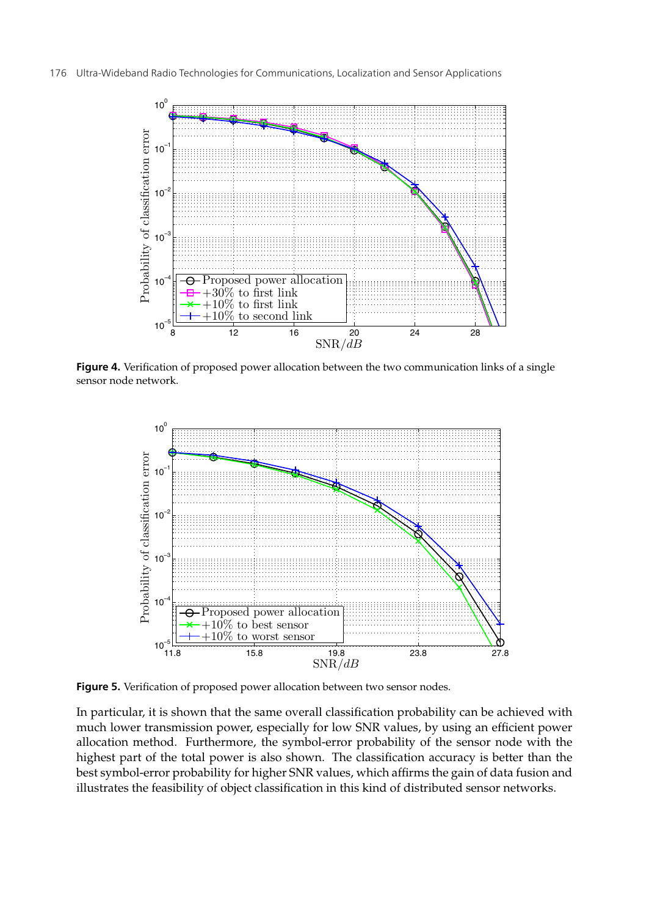**Figure 4.** Verification of proposed power allocation between the two communication links of a single sensor node network.

**Figure 5.** Verification of proposed power allocation between two sensor nodes.

In particular, it is shown that the same overall classification probability can be achieved with much lower transmission power, especially for low SNR values, by using an efficient power allocation method. Furthermore, the symbol-error probability of the sensor node with the highest part of the total power is also shown. The classification accuracy is better than the best symbol-error probability for higher SNR values, which affirms the gain of data fusion and illustrates the feasibility of object classification in this kind of distributed sensor networks.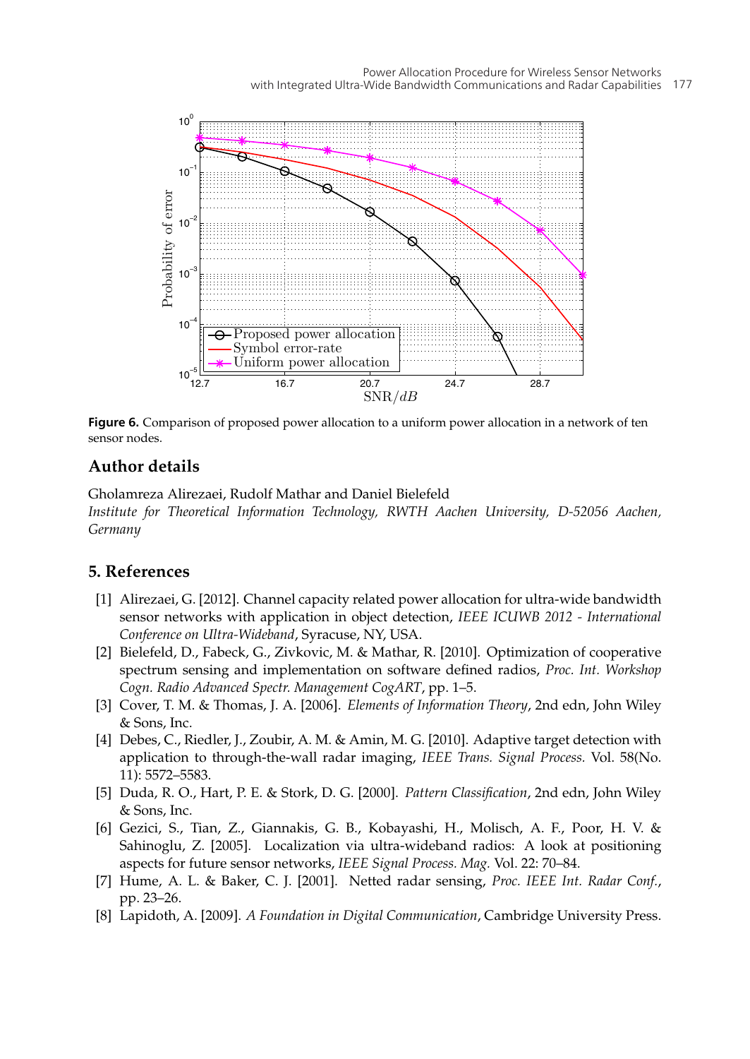**Figure 6.** Comparison of proposed power allocation to a uniform power allocation in a network of ten sensor nodes.

## Author details

Gholamreza Alirezaei, Rudolf Mathar and Daniel Bielefeld

*Institute for Theoretical Information Technology, RWTH Aachen University, D-52056 Aachen, Germany*

## 5. References

[1] Alirezaei, G. [2012]. Channel capacity related power allocation for ultra-wide bandwidth sensor networks with application in object detection, *IEEE ICUWB 2012 - International Conference on Ultra-Wideband*, Syracuse, NY, USA.

[2] Bielefeld, D., Fabeck, G., Zivkovic, M. & Mathar, R. [2010]. Optimization of cooperative spectrum sensing and implementation on software defined radios, *Proc. Int. Workshop Cogn. Radio Advanced Spectr. Management CogART*, pp. 1–5.

[3] Cover, T. M. & Thomas, J. A. [2006]. *Elements of Information Theory*, 2nd edn, John Wiley & Sons, Inc.

[4] Debes, C., Riedler, J., Zoubir, A. M. & Amin, M. G. [2010]. Adaptive target detection with application to through-the-wall radar imaging, *IEEE Trans. Signal Process.* Vol. 58(No. 11): 5572–5583.

[5] Duda, R. O., Hart, P. E. & Stork, D. G. [2000]. *Pattern Classification*, 2nd edn, John Wiley & Sons, Inc.

[6] Gezici, S., Tian, Z., Giannakis, G. B., Kobayashi, H., Molisch, A. F., Poor, H. V. & Sahinoglu, Z. [2005]. Localization via ultra-wideband radios: A look at positioning aspects for future sensor networks, *IEEE Signal Process. Mag.* Vol. 22: 70–84.

[7] Hume, A. L. & Baker, C. J. [2001]. Netted radar sensing, *Proc. IEEE Int. Radar Conf.*, pp. 23–26.

[8] Lapidoth, A. [2009]. *A Foundation in Digital Communication*, Cambridge University Press.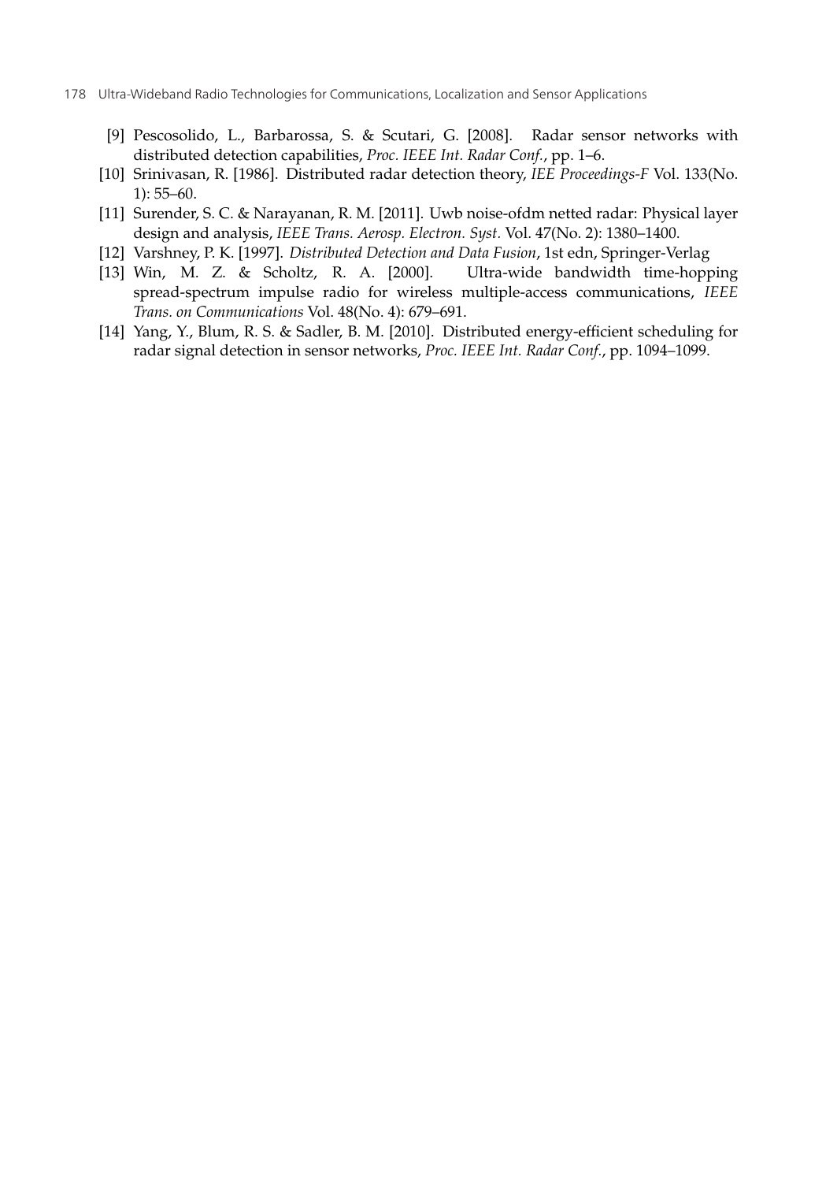[9] Pescosolido, L., Barbarossa, S. & Scutari, G. [2008]. Radar sensor networks with distributed detection capabilities, *Proc. IEEE Int. Radar Conf.*, pp. 1–6.

[10] Srinivasan, R. [1986]. Distributed radar detection theory, *IEE Proceedings-F* Vol. 133(No. 1): 55–60.

[11] Surender, S. C. & Narayanan, R. M. [2011]. Uwb noise-ofdm netted radar: Physical layer design and analysis, *IEEE Trans. Aerosp. Electron. Syst.* Vol. 47(No. 2): 1380–1400.

[12] Varshney, P. K. [1997]. *Distributed Detection and Data Fusion*, 1st edn, Springer-Verlag

[13] Win, M. Z. & Scholtz, R. A. [2000]. Ultra-wide bandwidth time-hopping spread-spectrum impulse radio for wireless multiple-access communications, *IEEE Trans. on Communications* Vol. 48(No. 4): 679–691.

[14] Yang, Y., Blum, R. S. & Sadler, B. M. [2010]. Distributed energy-efficient scheduling for radar signal detection in sensor networks, *Proc. IEEE Int. Radar Conf.*, pp. 1094–1099.